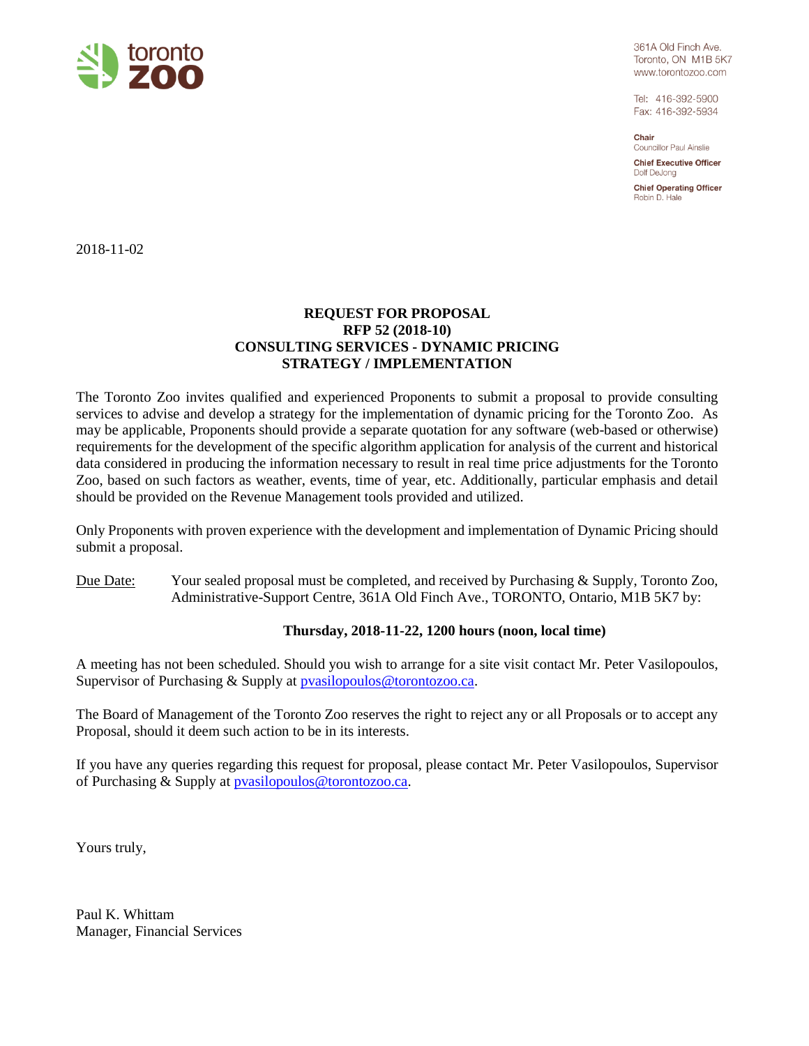toronto zoo

361A Old Finch Ave.
Toronto, ON M1B 5K7
www.torontozoo.com

Tel: 416-392-5900
Fax: 416-392-5934

**Chair**
Councillor Paul Ainslie

**Chief Executive Officer**
Dolf DeJong

**Chief Operating Officer**
Robin D. Hale

2018-11-02

**REQUEST FOR PROPOSAL**
**RFP 52 (2018-10)**
**CONSULTING SERVICES - DYNAMIC PRICING STRATEGY / IMPLEMENTATION**

The Toronto Zoo invites qualified and experienced Proponents to submit a proposal to provide consulting services to advise and develop a strategy for the implementation of dynamic pricing for the Toronto Zoo. As may be applicable, Proponents should provide a separate quotation for any software (web-based or otherwise) requirements for the development of the specific algorithm application for analysis of the current and historical data considered in producing the information necessary to result in real time price adjustments for the Toronto Zoo, based on such factors as weather, events, time of year, etc. Additionally, particular emphasis and detail should be provided on the Revenue Management tools provided and utilized.

Only Proponents with proven experience with the development and implementation of Dynamic Pricing should submit a proposal.

Due Date: Your sealed proposal must be completed, and received by Purchasing & Supply, Toronto Zoo, Administrative-Support Centre, 361A Old Finch Ave., TORONTO, Ontario, M1B 5K7 by:

**Thursday, 2018-11-22, 1200 hours (noon, local time)**

A meeting has not been scheduled. Should you wish to arrange for a site visit contact Mr. Peter Vasilopoulos, Supervisor of Purchasing & Supply at pvasilopoulos@torontozoo.ca.

The Board of Management of the Toronto Zoo reserves the right to reject any or all Proposals or to accept any Proposal, should it deem such action to be in its interests.

If you have any queries regarding this request for proposal, please contact Mr. Peter Vasilopoulos, Supervisor of Purchasing & Supply at pvasilopoulos@torontozoo.ca.

Yours truly,

Paul K. Whittam
Manager, Financial Services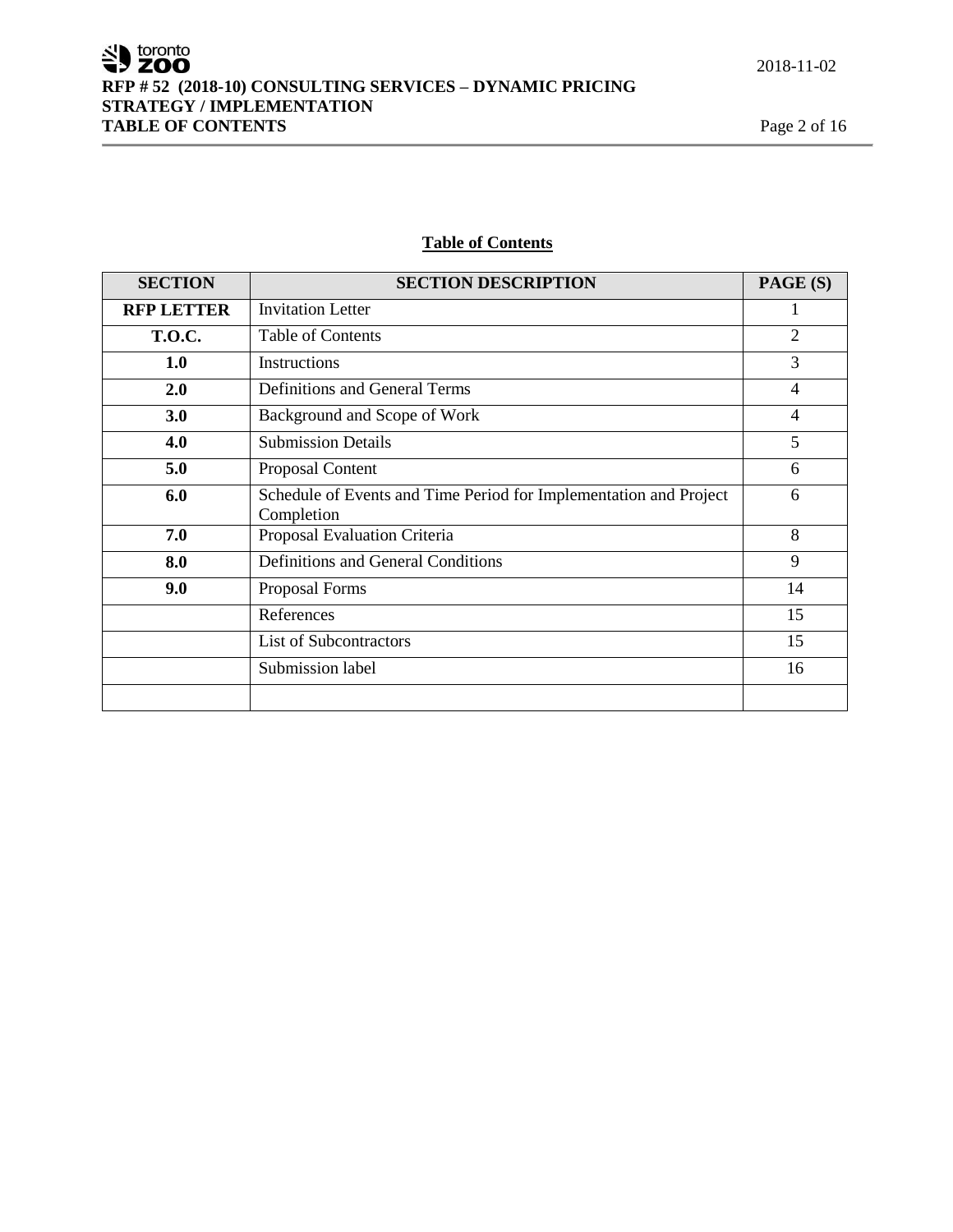## Table of Contents

| SECTION | SECTION DESCRIPTION | PAGE (S) |
|---|---|---|
| **RFP LETTER** | Invitation Letter | 1 |
| **T.O.C.** | Table of Contents | 2 |
| **1.0** | Instructions | 3 |
| **2.0** | Definitions and General Terms | 4 |
| **3.0** | Background and Scope of Work | 4 |
| **4.0** | Submission Details | 5 |
| **5.0** | Proposal Content | 6 |
| **6.0** | Schedule of Events and Time Period for Implementation and Project Completion | 6 |
| **7.0** | Proposal Evaluation Criteria | 8 |
| **8.0** | Definitions and General Conditions | 9 |
| **9.0** | Proposal Forms | 14 |
| | References | 15 |
| | List of Subcontractors | 15 |
| | Submission label | 16 |
| | | |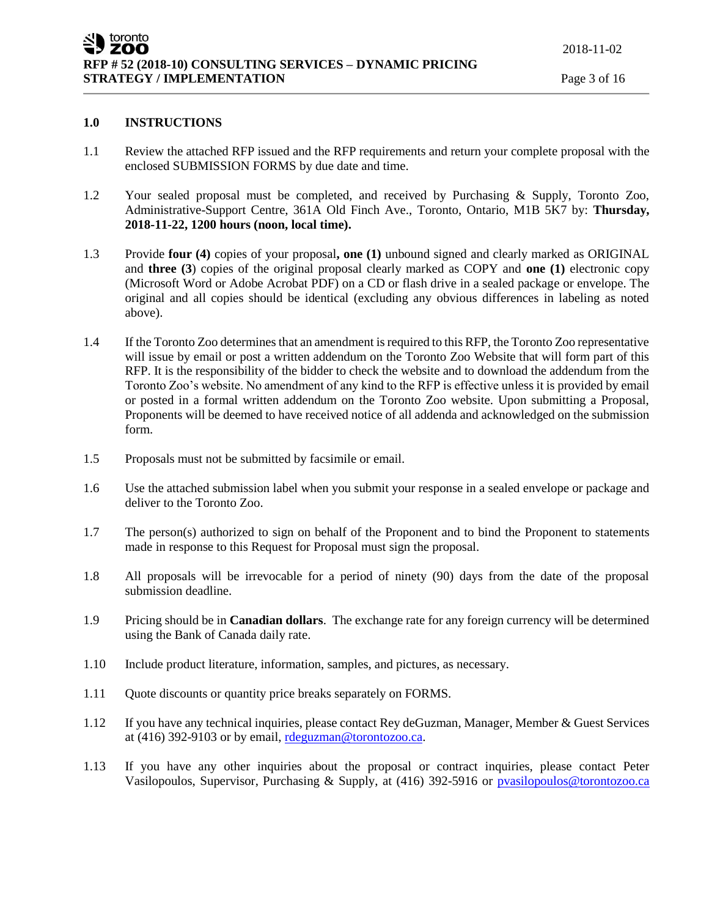## 1.0 INSTRUCTIONS

1.1 Review the attached RFP issued and the RFP requirements and return your complete proposal with the enclosed SUBMISSION FORMS by due date and time.

1.2 Your sealed proposal must be completed, and received by Purchasing & Supply, Toronto Zoo, Administrative-Support Centre, 361A Old Finch Ave., Toronto, Ontario, M1B 5K7 by: **Thursday, 2018-11-22, 1200 hours (noon, local time).**

1.3 Provide **four (4)** copies of your proposal**, one (1)** unbound signed and clearly marked as ORIGINAL and **three (3**) copies of the original proposal clearly marked as COPY and **one (1)** electronic copy (Microsoft Word or Adobe Acrobat PDF) on a CD or flash drive in a sealed package or envelope. The original and all copies should be identical (excluding any obvious differences in labeling as noted above).

1.4 If the Toronto Zoo determines that an amendment is required to this RFP, the Toronto Zoo representative will issue by email or post a written addendum on the Toronto Zoo Website that will form part of this RFP. It is the responsibility of the bidder to check the website and to download the addendum from the Toronto Zoo's website. No amendment of any kind to the RFP is effective unless it is provided by email or posted in a formal written addendum on the Toronto Zoo website. Upon submitting a Proposal, Proponents will be deemed to have received notice of all addenda and acknowledged on the submission form.

1.5 Proposals must not be submitted by facsimile or email.

1.6 Use the attached submission label when you submit your response in a sealed envelope or package and deliver to the Toronto Zoo.

1.7 The person(s) authorized to sign on behalf of the Proponent and to bind the Proponent to statements made in response to this Request for Proposal must sign the proposal.

1.8 All proposals will be irrevocable for a period of ninety (90) days from the date of the proposal submission deadline.

1.9 Pricing should be in **Canadian dollars**. The exchange rate for any foreign currency will be determined using the Bank of Canada daily rate.

1.10 Include product literature, information, samples, and pictures, as necessary.

1.11 Quote discounts or quantity price breaks separately on FORMS.

1.12 If you have any technical inquiries, please contact Rey deGuzman, Manager, Member & Guest Services at (416) 392-9103 or by email, rdeguzman@torontozoo.ca.

1.13 If you have any other inquiries about the proposal or contract inquiries, please contact Peter Vasilopoulos, Supervisor, Purchasing & Supply, at (416) 392-5916 or pvasilopoulos@torontozoo.ca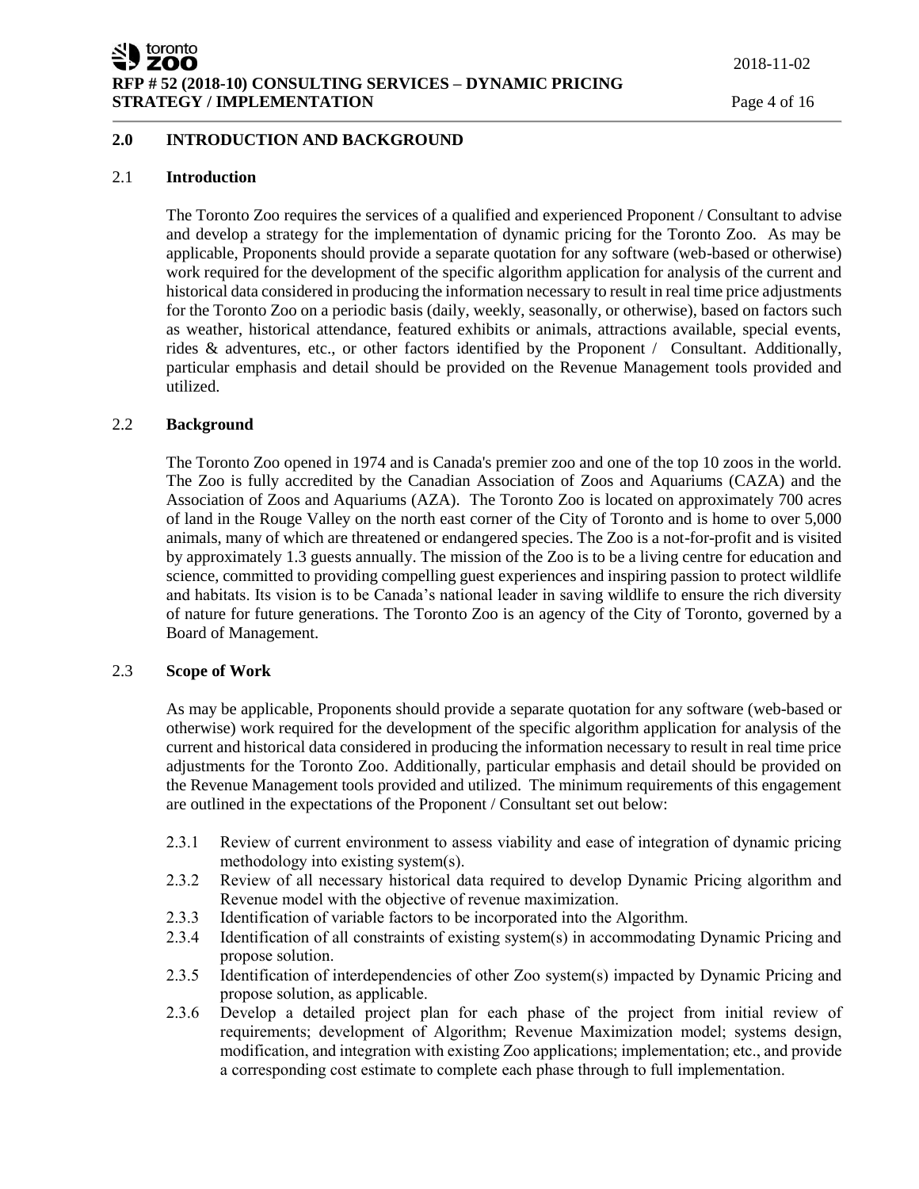## 2.0 INTRODUCTION AND BACKGROUND

### 2.1 Introduction

The Toronto Zoo requires the services of a qualified and experienced Proponent / Consultant to advise and develop a strategy for the implementation of dynamic pricing for the Toronto Zoo. As may be applicable, Proponents should provide a separate quotation for any software (web-based or otherwise) work required for the development of the specific algorithm application for analysis of the current and historical data considered in producing the information necessary to result in real time price adjustments for the Toronto Zoo on a periodic basis (daily, weekly, seasonally, or otherwise), based on factors such as weather, historical attendance, featured exhibits or animals, attractions available, special events, rides & adventures, etc., or other factors identified by the Proponent / Consultant. Additionally, particular emphasis and detail should be provided on the Revenue Management tools provided and utilized.

### 2.2 Background

The Toronto Zoo opened in 1974 and is Canada's premier zoo and one of the top 10 zoos in the world. The Zoo is fully accredited by the Canadian Association of Zoos and Aquariums (CAZA) and the Association of Zoos and Aquariums (AZA). The Toronto Zoo is located on approximately 700 acres of land in the Rouge Valley on the north east corner of the City of Toronto and is home to over 5,000 animals, many of which are threatened or endangered species. The Zoo is a not-for-profit and is visited by approximately 1.3 guests annually. The mission of the Zoo is to be a living centre for education and science, committed to providing compelling guest experiences and inspiring passion to protect wildlife and habitats. Its vision is to be Canada's national leader in saving wildlife to ensure the rich diversity of nature for future generations. The Toronto Zoo is an agency of the City of Toronto, governed by a Board of Management.

### 2.3 Scope of Work

As may be applicable, Proponents should provide a separate quotation for any software (web-based or otherwise) work required for the development of the specific algorithm application for analysis of the current and historical data considered in producing the information necessary to result in real time price adjustments for the Toronto Zoo. Additionally, particular emphasis and detail should be provided on the Revenue Management tools provided and utilized. The minimum requirements of this engagement are outlined in the expectations of the Proponent / Consultant set out below:

- 2.3.1 Review of current environment to assess viability and ease of integration of dynamic pricing methodology into existing system(s).
- 2.3.2 Review of all necessary historical data required to develop Dynamic Pricing algorithm and Revenue model with the objective of revenue maximization.
- 2.3.3 Identification of variable factors to be incorporated into the Algorithm.
- 2.3.4 Identification of all constraints of existing system(s) in accommodating Dynamic Pricing and propose solution.
- 2.3.5 Identification of interdependencies of other Zoo system(s) impacted by Dynamic Pricing and propose solution, as applicable.
- 2.3.6 Develop a detailed project plan for each phase of the project from initial review of requirements; development of Algorithm; Revenue Maximization model; systems design, modification, and integration with existing Zoo applications; implementation; etc., and provide a corresponding cost estimate to complete each phase through to full implementation.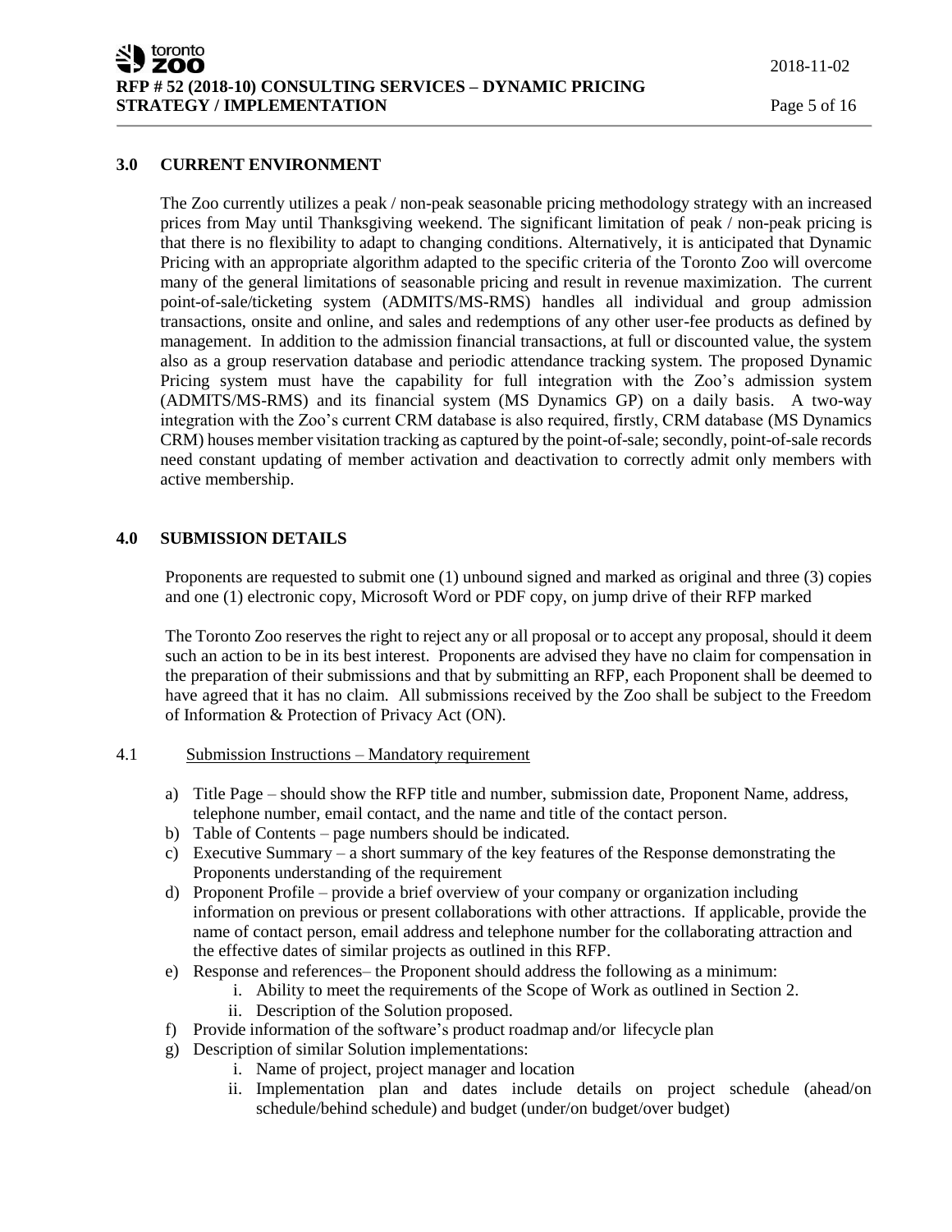## 3.0 CURRENT ENVIRONMENT

The Zoo currently utilizes a peak / non-peak seasonable pricing methodology strategy with an increased prices from May until Thanksgiving weekend. The significant limitation of peak / non-peak pricing is that there is no flexibility to adapt to changing conditions. Alternatively, it is anticipated that Dynamic Pricing with an appropriate algorithm adapted to the specific criteria of the Toronto Zoo will overcome many of the general limitations of seasonable pricing and result in revenue maximization. The current point-of-sale/ticketing system (ADMITS/MS-RMS) handles all individual and group admission transactions, onsite and online, and sales and redemptions of any other user-fee products as defined by management. In addition to the admission financial transactions, at full or discounted value, the system also as a group reservation database and periodic attendance tracking system. The proposed Dynamic Pricing system must have the capability for full integration with the Zoo's admission system (ADMITS/MS-RMS) and its financial system (MS Dynamics GP) on a daily basis. A two-way integration with the Zoo's current CRM database is also required, firstly, CRM database (MS Dynamics CRM) houses member visitation tracking as captured by the point-of-sale; secondly, point-of-sale records need constant updating of member activation and deactivation to correctly admit only members with active membership.

## 4.0 SUBMISSION DETAILS

Proponents are requested to submit one (1) unbound signed and marked as original and three (3) copies and one (1) electronic copy, Microsoft Word or PDF copy, on jump drive of their RFP marked

The Toronto Zoo reserves the right to reject any or all proposal or to accept any proposal, should it deem such an action to be in its best interest. Proponents are advised they have no claim for compensation in the preparation of their submissions and that by submitting an RFP, each Proponent shall be deemed to have agreed that it has no claim. All submissions received by the Zoo shall be subject to the Freedom of Information & Protection of Privacy Act (ON).

### 4.1 Submission Instructions – Mandatory requirement

a) Title Page – should show the RFP title and number, submission date, Proponent Name, address, telephone number, email contact, and the name and title of the contact person.
b) Table of Contents – page numbers should be indicated.
c) Executive Summary – a short summary of the key features of the Response demonstrating the Proponents understanding of the requirement
d) Proponent Profile – provide a brief overview of your company or organization including information on previous or present collaborations with other attractions. If applicable, provide the name of contact person, email address and telephone number for the collaborating attraction and the effective dates of similar projects as outlined in this RFP.
e) Response and references– the Proponent should address the following as a minimum:
   i. Ability to meet the requirements of the Scope of Work as outlined in Section 2.
   ii. Description of the Solution proposed.
f) Provide information of the software's product roadmap and/or lifecycle plan
g) Description of similar Solution implementations:
   i. Name of project, project manager and location
   ii. Implementation plan and dates include details on project schedule (ahead/on schedule/behind schedule) and budget (under/on budget/over budget)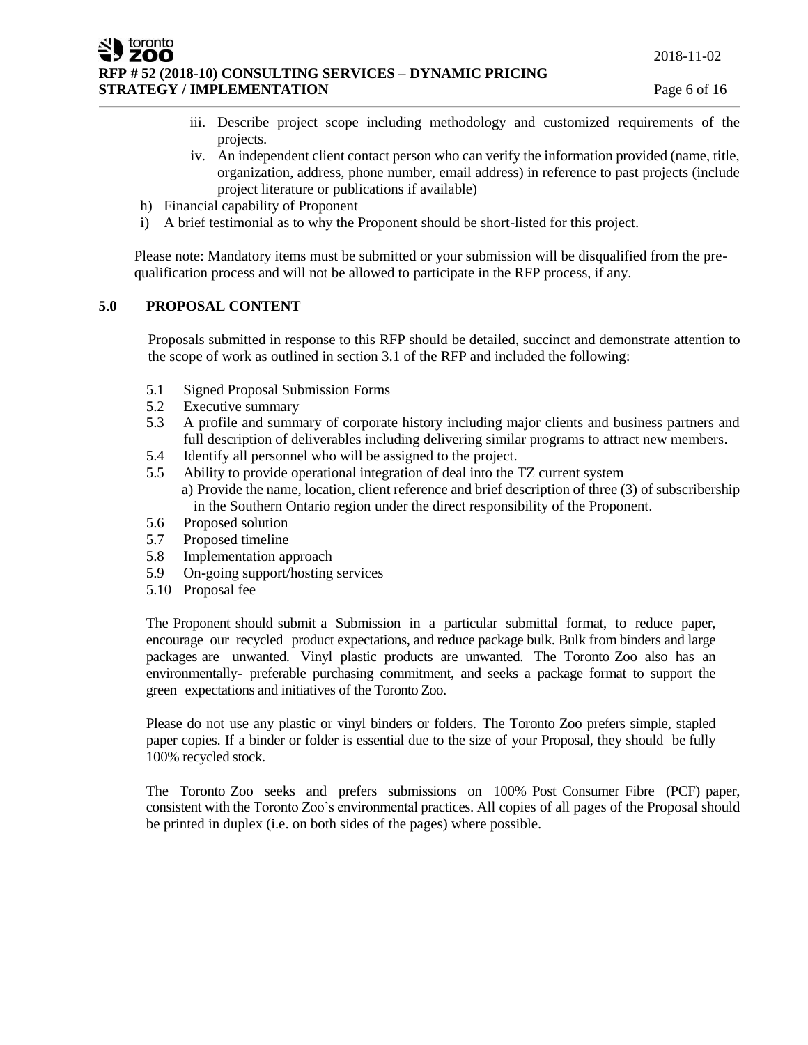iii. Describe project scope including methodology and customized requirements of the projects.
   iv. An independent client contact person who can verify the information provided (name, title, organization, address, phone number, email address) in reference to past projects (include project literature or publications if available)

h) Financial capability of Proponent
i) A brief testimonial as to why the Proponent should be short-listed for this project.

Please note: Mandatory items must be submitted or your submission will be disqualified from the pre-qualification process and will not be allowed to participate in the RFP process, if any.

## 5.0 PROPOSAL CONTENT

Proposals submitted in response to this RFP should be detailed, succinct and demonstrate attention to the scope of work as outlined in section 3.1 of the RFP and included the following:

- 5.1 Signed Proposal Submission Forms
- 5.2 Executive summary
- 5.3 A profile and summary of corporate history including major clients and business partners and full description of deliverables including delivering similar programs to attract new members.
- 5.4 Identify all personnel who will be assigned to the project.
- 5.5 Ability to provide operational integration of deal into the TZ current system
  - a) Provide the name, location, client reference and brief description of three (3) of subscribership in the Southern Ontario region under the direct responsibility of the Proponent.
- 5.6 Proposed solution
- 5.7 Proposed timeline
- 5.8 Implementation approach
- 5.9 On-going support/hosting services
- 5.10 Proposal fee

The Proponent should submit a Submission in a particular submittal format, to reduce paper, encourage our recycled product expectations, and reduce package bulk. Bulk from binders and large packages are unwanted. Vinyl plastic products are unwanted. The Toronto Zoo also has an environmentally- preferable purchasing commitment, and seeks a package format to support the green expectations and initiatives of the Toronto Zoo.

Please do not use any plastic or vinyl binders or folders. The Toronto Zoo prefers simple, stapled paper copies. If a binder or folder is essential due to the size of your Proposal, they should be fully 100% recycled stock.

The Toronto Zoo seeks and prefers submissions on 100% Post Consumer Fibre (PCF) paper, consistent with the Toronto Zoo's environmental practices. All copies of all pages of the Proposal should be printed in duplex (i.e. on both sides of the pages) where possible.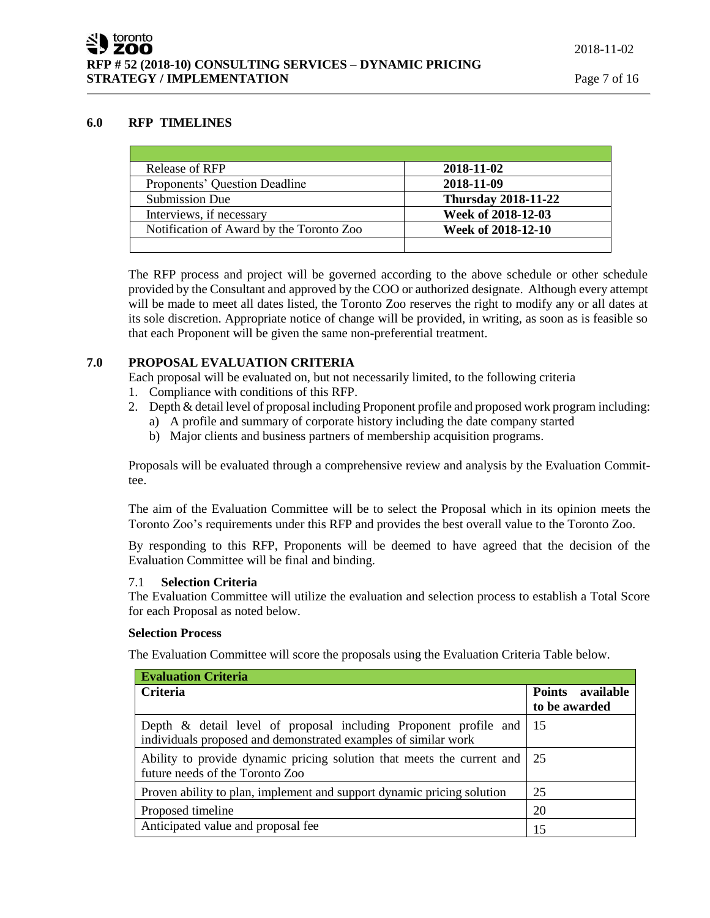## 6.0 RFP TIMELINES

| | |
|---|---|
| Release of RFP | **2018-11-02** |
| Proponents' Question Deadline | **2018-11-09** |
| Submission Due | **Thursday 2018-11-22** |
| Interviews, if necessary | **Week of 2018-12-03** |
| Notification of Award by the Toronto Zoo | **Week of 2018-12-10** |
| | |

The RFP process and project will be governed according to the above schedule or other schedule provided by the Consultant and approved by the COO or authorized designate. Although every attempt will be made to meet all dates listed, the Toronto Zoo reserves the right to modify any or all dates at its sole discretion. Appropriate notice of change will be provided, in writing, as soon as is feasible so that each Proponent will be given the same non-preferential treatment.

## 7.0 PROPOSAL EVALUATION CRITERIA

Each proposal will be evaluated on, but not necessarily limited, to the following criteria

1. Compliance with conditions of this RFP.
2. Depth & detail level of proposal including Proponent profile and proposed work program including:
   a) A profile and summary of corporate history including the date company started
   b) Major clients and business partners of membership acquisition programs.

Proposals will be evaluated through a comprehensive review and analysis by the Evaluation Committee.

The aim of the Evaluation Committee will be to select the Proposal which in its opinion meets the Toronto Zoo's requirements under this RFP and provides the best overall value to the Toronto Zoo.

By responding to this RFP, Proponents will be deemed to have agreed that the decision of the Evaluation Committee will be final and binding.

### 7.1 Selection Criteria

The Evaluation Committee will utilize the evaluation and selection process to establish a Total Score for each Proposal as noted below.

**Selection Process**

The Evaluation Committee will score the proposals using the Evaluation Criteria Table below.

| **Evaluation Criteria** | |
|---|---|
| **Criteria** | **Points available to be awarded** |
| Depth & detail level of proposal including Proponent profile and individuals proposed and demonstrated examples of similar work | 15 |
| Ability to provide dynamic pricing solution that meets the current and future needs of the Toronto Zoo | 25 |
| Proven ability to plan, implement and support dynamic pricing solution | 25 |
| Proposed timeline | 20 |
| Anticipated value and proposal fee | 15 |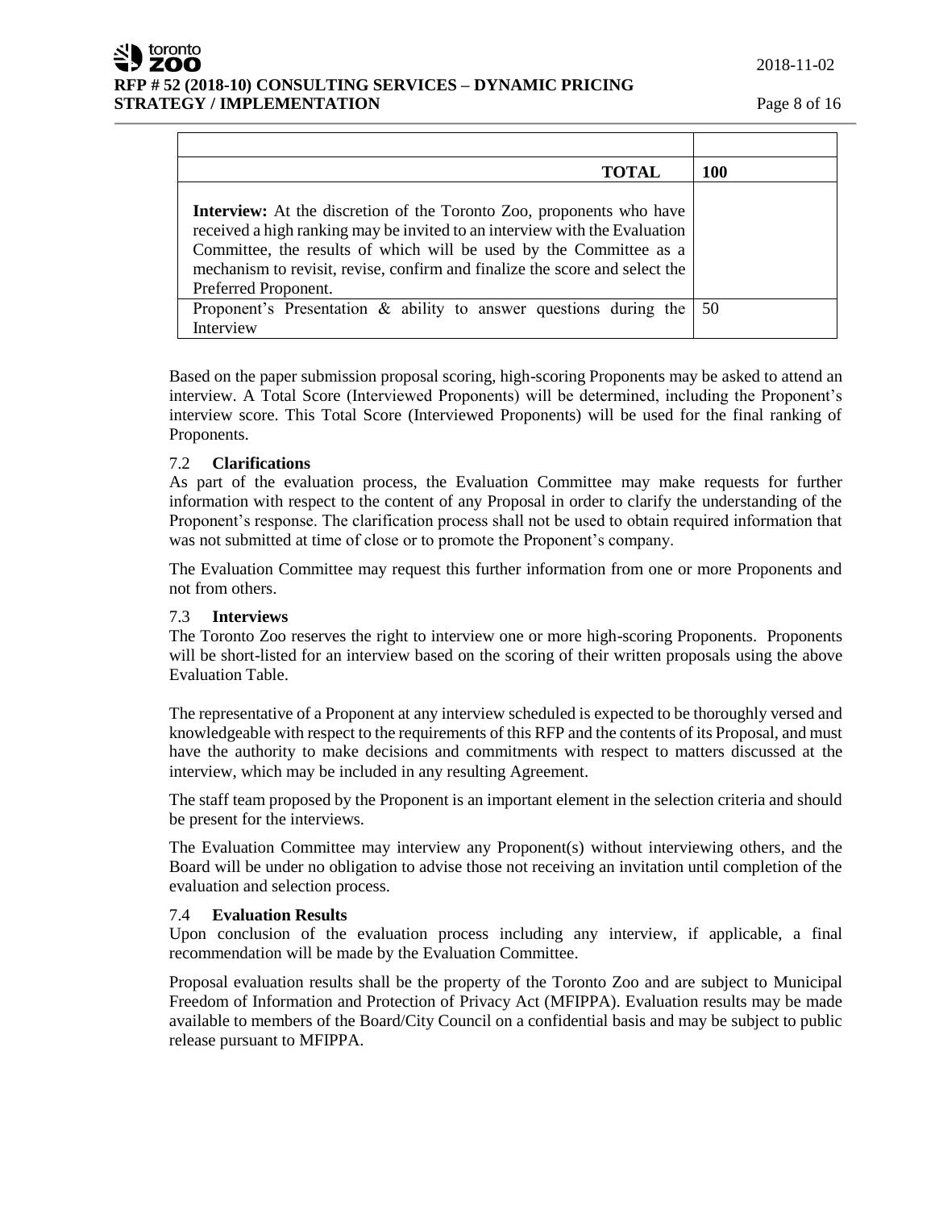| | |
|---|---|
| **TOTAL** | **100** |
| **Interview:** At the discretion of the Toronto Zoo, proponents who have received a high ranking may be invited to an interview with the Evaluation Committee, the results of which will be used by the Committee as a mechanism to revisit, revise, confirm and finalize the score and select the Preferred Proponent. | |
| Proponent's Presentation & ability to answer questions during the Interview | 50 |

Based on the paper submission proposal scoring, high-scoring Proponents may be asked to attend an interview. A Total Score (Interviewed Proponents) will be determined, including the Proponent's interview score. This Total Score (Interviewed Proponents) will be used for the final ranking of Proponents.

### 7.2 Clarifications

As part of the evaluation process, the Evaluation Committee may make requests for further information with respect to the content of any Proposal in order to clarify the understanding of the Proponent's response. The clarification process shall not be used to obtain required information that was not submitted at time of close or to promote the Proponent's company.

The Evaluation Committee may request this further information from one or more Proponents and not from others.

### 7.3 Interviews

The Toronto Zoo reserves the right to interview one or more high-scoring Proponents. Proponents will be short-listed for an interview based on the scoring of their written proposals using the above Evaluation Table.

The representative of a Proponent at any interview scheduled is expected to be thoroughly versed and knowledgeable with respect to the requirements of this RFP and the contents of its Proposal, and must have the authority to make decisions and commitments with respect to matters discussed at the interview, which may be included in any resulting Agreement.

The staff team proposed by the Proponent is an important element in the selection criteria and should be present for the interviews.

The Evaluation Committee may interview any Proponent(s) without interviewing others, and the Board will be under no obligation to advise those not receiving an invitation until completion of the evaluation and selection process.

### 7.4 Evaluation Results

Upon conclusion of the evaluation process including any interview, if applicable, a final recommendation will be made by the Evaluation Committee.

Proposal evaluation results shall be the property of the Toronto Zoo and are subject to Municipal Freedom of Information and Protection of Privacy Act (MFIPPA). Evaluation results may be made available to members of the Board/City Council on a confidential basis and may be subject to public release pursuant to MFIPPA.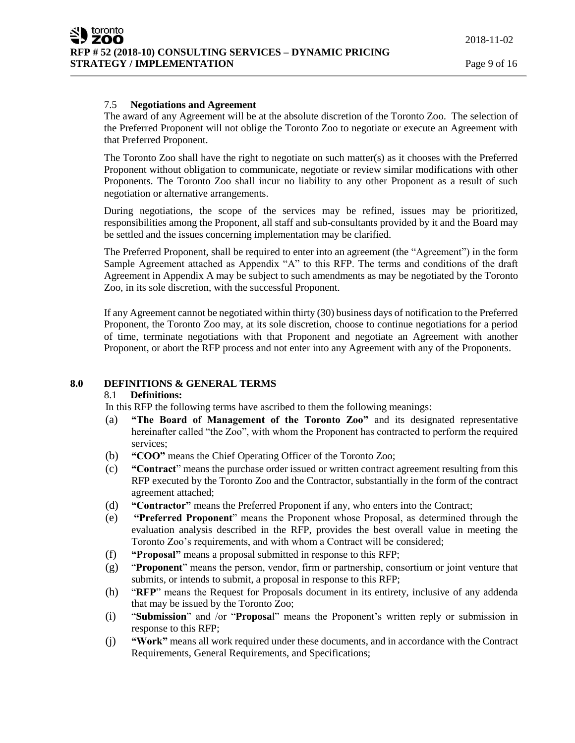### 7.5 Negotiations and Agreement

The award of any Agreement will be at the absolute discretion of the Toronto Zoo. The selection of the Preferred Proponent will not oblige the Toronto Zoo to negotiate or execute an Agreement with that Preferred Proponent.

The Toronto Zoo shall have the right to negotiate on such matter(s) as it chooses with the Preferred Proponent without obligation to communicate, negotiate or review similar modifications with other Proponents. The Toronto Zoo shall incur no liability to any other Proponent as a result of such negotiation or alternative arrangements.

During negotiations, the scope of the services may be refined, issues may be prioritized, responsibilities among the Proponent, all staff and sub-consultants provided by it and the Board may be settled and the issues concerning implementation may be clarified.

The Preferred Proponent, shall be required to enter into an agreement (the "Agreement") in the form Sample Agreement attached as Appendix "A" to this RFP. The terms and conditions of the draft Agreement in Appendix A may be subject to such amendments as may be negotiated by the Toronto Zoo, in its sole discretion, with the successful Proponent.

If any Agreement cannot be negotiated within thirty (30) business days of notification to the Preferred Proponent, the Toronto Zoo may, at its sole discretion, choose to continue negotiations for a period of time, terminate negotiations with that Proponent and negotiate an Agreement with another Proponent, or abort the RFP process and not enter into any Agreement with any of the Proponents.

## 8.0 DEFINITIONS & GENERAL TERMS

### 8.1 Definitions:

In this RFP the following terms have ascribed to them the following meanings:

(a) **"The Board of Management of the Toronto Zoo"** and its designated representative hereinafter called "the Zoo", with whom the Proponent has contracted to perform the required services;

(b) **"COO"** means the Chief Operating Officer of the Toronto Zoo;

(c) **"Contract"** means the purchase order issued or written contract agreement resulting from this RFP executed by the Toronto Zoo and the Contractor, substantially in the form of the contract agreement attached;

(d) **"Contractor"** means the Preferred Proponent if any, who enters into the Contract;

(e) **"Preferred Proponent"** means the Proponent whose Proposal, as determined through the evaluation analysis described in the RFP, provides the best overall value in meeting the Toronto Zoo's requirements, and with whom a Contract will be considered;

(f) **"Proposal"** means a proposal submitted in response to this RFP;

(g) "**Proponent**" means the person, vendor, firm or partnership, consortium or joint venture that submits, or intends to submit, a proposal in response to this RFP;

(h) "**RFP**" means the Request for Proposals document in its entirety, inclusive of any addenda that may be issued by the Toronto Zoo;

(i) "**Submission**" and /or "**Proposal**" means the Proponent's written reply or submission in response to this RFP;

(j) **"Work"** means all work required under these documents, and in accordance with the Contract Requirements, General Requirements, and Specifications;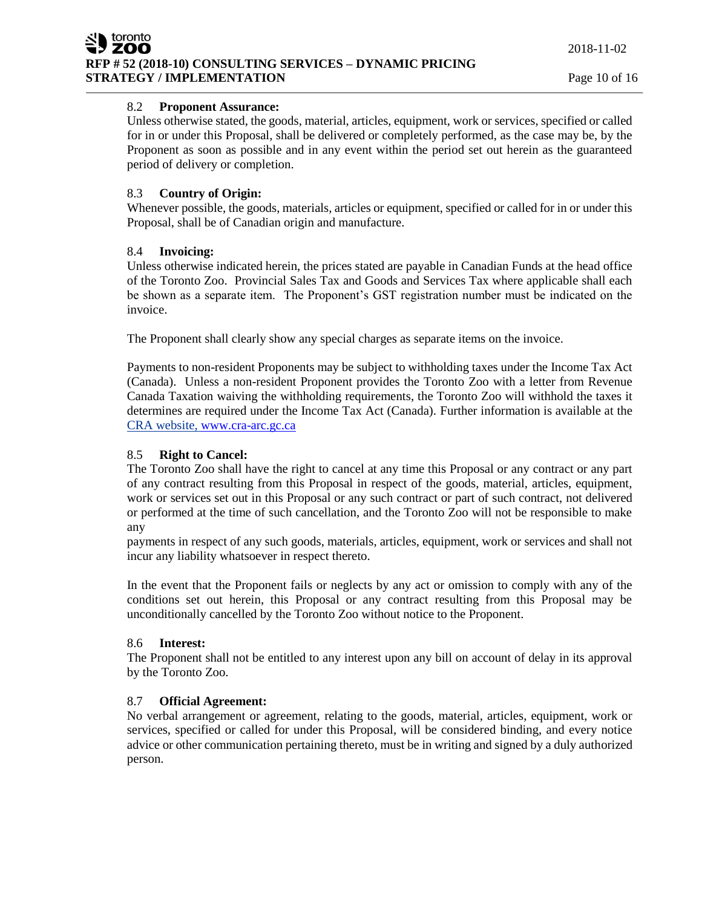### 8.2 Proponent Assurance:

Unless otherwise stated, the goods, material, articles, equipment, work or services, specified or called for in or under this Proposal, shall be delivered or completely performed, as the case may be, by the Proponent as soon as possible and in any event within the period set out herein as the guaranteed period of delivery or completion.

### 8.3 Country of Origin:

Whenever possible, the goods, materials, articles or equipment, specified or called for in or under this Proposal, shall be of Canadian origin and manufacture.

### 8.4 Invoicing:

Unless otherwise indicated herein, the prices stated are payable in Canadian Funds at the head office of the Toronto Zoo. Provincial Sales Tax and Goods and Services Tax where applicable shall each be shown as a separate item. The Proponent's GST registration number must be indicated on the invoice.

The Proponent shall clearly show any special charges as separate items on the invoice.

Payments to non-resident Proponents may be subject to withholding taxes under the Income Tax Act (Canada). Unless a non-resident Proponent provides the Toronto Zoo with a letter from Revenue Canada Taxation waiving the withholding requirements, the Toronto Zoo will withhold the taxes it determines are required under the Income Tax Act (Canada). Further information is available at the [CRA website, www.cra-arc.gc.ca](http://www.cra-arc.gc.ca)

### 8.5 Right to Cancel:

The Toronto Zoo shall have the right to cancel at any time this Proposal or any contract or any part of any contract resulting from this Proposal in respect of the goods, material, articles, equipment, work or services set out in this Proposal or any such contract or part of such contract, not delivered or performed at the time of such cancellation, and the Toronto Zoo will not be responsible to make any payments in respect of any such goods, materials, articles, equipment, work or services and shall not incur any liability whatsoever in respect thereto.

In the event that the Proponent fails or neglects by any act or omission to comply with any of the conditions set out herein, this Proposal or any contract resulting from this Proposal may be unconditionally cancelled by the Toronto Zoo without notice to the Proponent.

### 8.6 Interest:

The Proponent shall not be entitled to any interest upon any bill on account of delay in its approval by the Toronto Zoo.

### 8.7 Official Agreement:

No verbal arrangement or agreement, relating to the goods, material, articles, equipment, work or services, specified or called for under this Proposal, will be considered binding, and every notice advice or other communication pertaining thereto, must be in writing and signed by a duly authorized person.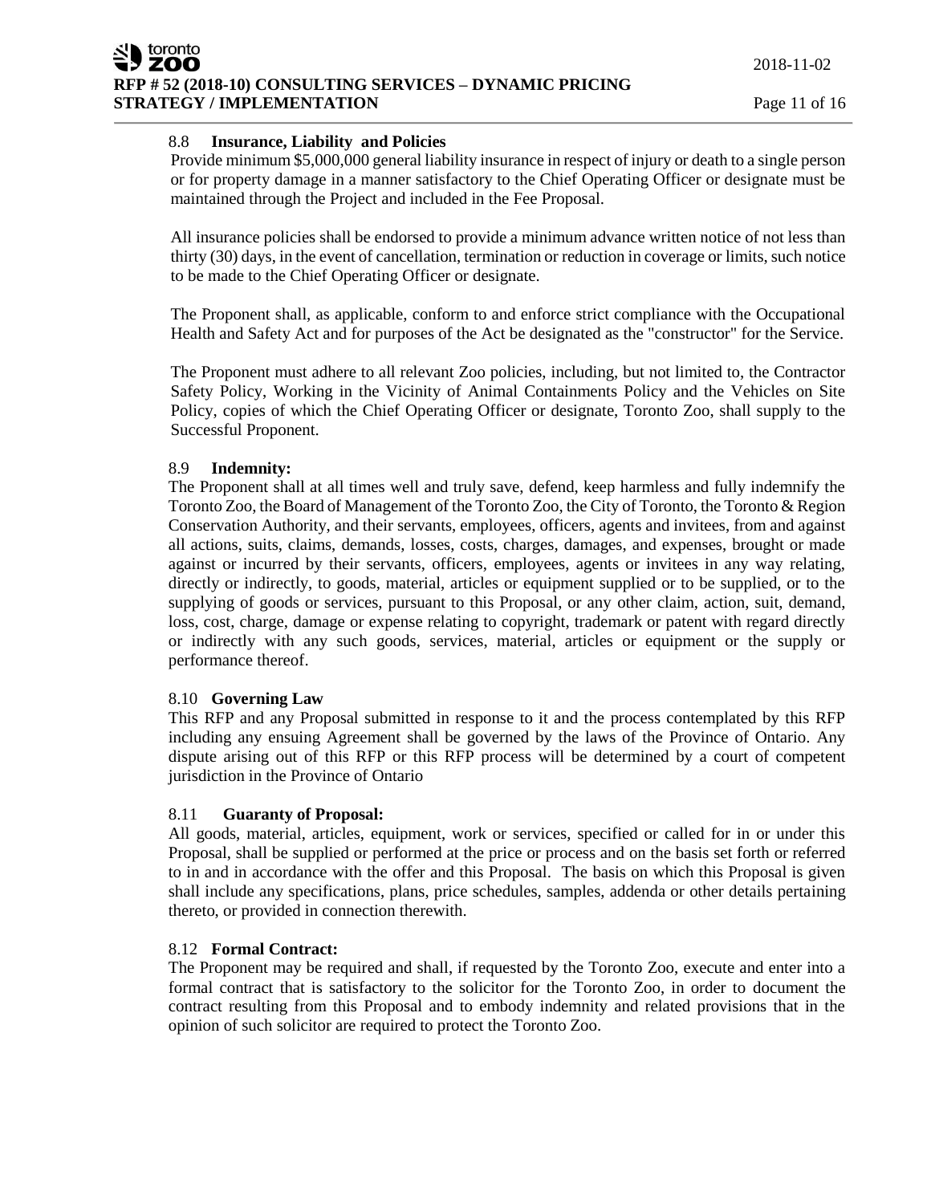### 8.8 Insurance, Liability and Policies

Provide minimum $5,000,000 general liability insurance in respect of injury or death to a single person or for property damage in a manner satisfactory to the Chief Operating Officer or designate must be maintained through the Project and included in the Fee Proposal.

All insurance policies shall be endorsed to provide a minimum advance written notice of not less than thirty (30) days, in the event of cancellation, termination or reduction in coverage or limits, such notice to be made to the Chief Operating Officer or designate.

The Proponent shall, as applicable, conform to and enforce strict compliance with the Occupational Health and Safety Act and for purposes of the Act be designated as the "constructor" for the Service.

The Proponent must adhere to all relevant Zoo policies, including, but not limited to, the Contractor Safety Policy, Working in the Vicinity of Animal Containments Policy and the Vehicles on Site Policy, copies of which the Chief Operating Officer or designate, Toronto Zoo, shall supply to the Successful Proponent.

### 8.9 Indemnity:

The Proponent shall at all times well and truly save, defend, keep harmless and fully indemnify the Toronto Zoo, the Board of Management of the Toronto Zoo, the City of Toronto, the Toronto & Region Conservation Authority, and their servants, employees, officers, agents and invitees, from and against all actions, suits, claims, demands, losses, costs, charges, damages, and expenses, brought or made against or incurred by their servants, officers, employees, agents or invitees in any way relating, directly or indirectly, to goods, material, articles or equipment supplied or to be supplied, or to the supplying of goods or services, pursuant to this Proposal, or any other claim, action, suit, demand, loss, cost, charge, damage or expense relating to copyright, trademark or patent with regard directly or indirectly with any such goods, services, material, articles or equipment or the supply or performance thereof.

### 8.10 Governing Law

This RFP and any Proposal submitted in response to it and the process contemplated by this RFP including any ensuing Agreement shall be governed by the laws of the Province of Ontario. Any dispute arising out of this RFP or this RFP process will be determined by a court of competent jurisdiction in the Province of Ontario

### 8.11 Guaranty of Proposal:

All goods, material, articles, equipment, work or services, specified or called for in or under this Proposal, shall be supplied or performed at the price or process and on the basis set forth or referred to in and in accordance with the offer and this Proposal. The basis on which this Proposal is given shall include any specifications, plans, price schedules, samples, addenda or other details pertaining thereto, or provided in connection therewith.

### 8.12 Formal Contract:

The Proponent may be required and shall, if requested by the Toronto Zoo, execute and enter into a formal contract that is satisfactory to the solicitor for the Toronto Zoo, in order to document the contract resulting from this Proposal and to embody indemnity and related provisions that in the opinion of such solicitor are required to protect the Toronto Zoo.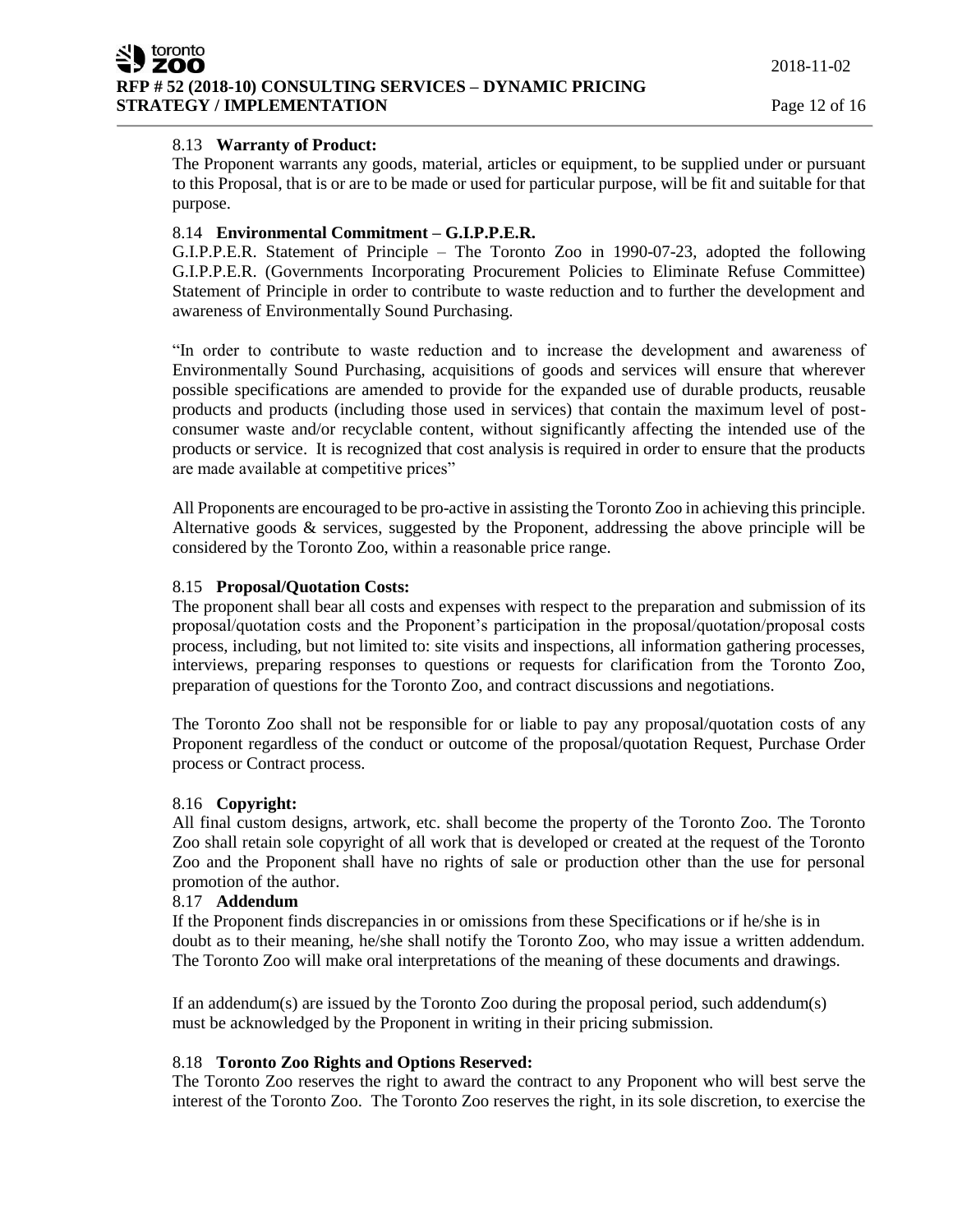### 8.13 **Warranty of Product:**

The Proponent warrants any goods, material, articles or equipment, to be supplied under or pursuant to this Proposal, that is or are to be made or used for particular purpose, will be fit and suitable for that purpose.

### 8.14 **Environmental Commitment – G.I.P.P.E.R.**

G.I.P.P.E.R. Statement of Principle – The Toronto Zoo in 1990-07-23, adopted the following G.I.P.P.E.R. (Governments Incorporating Procurement Policies to Eliminate Refuse Committee) Statement of Principle in order to contribute to waste reduction and to further the development and awareness of Environmentally Sound Purchasing.

"In order to contribute to waste reduction and to increase the development and awareness of Environmentally Sound Purchasing, acquisitions of goods and services will ensure that wherever possible specifications are amended to provide for the expanded use of durable products, reusable products and products (including those used in services) that contain the maximum level of post-consumer waste and/or recyclable content, without significantly affecting the intended use of the products or service. It is recognized that cost analysis is required in order to ensure that the products are made available at competitive prices"

All Proponents are encouraged to be pro-active in assisting the Toronto Zoo in achieving this principle. Alternative goods & services, suggested by the Proponent, addressing the above principle will be considered by the Toronto Zoo, within a reasonable price range.

### 8.15 **Proposal/Quotation Costs:**

The proponent shall bear all costs and expenses with respect to the preparation and submission of its proposal/quotation costs and the Proponent's participation in the proposal/quotation/proposal costs process, including, but not limited to: site visits and inspections, all information gathering processes, interviews, preparing responses to questions or requests for clarification from the Toronto Zoo, preparation of questions for the Toronto Zoo, and contract discussions and negotiations.

The Toronto Zoo shall not be responsible for or liable to pay any proposal/quotation costs of any Proponent regardless of the conduct or outcome of the proposal/quotation Request, Purchase Order process or Contract process.

### 8.16 **Copyright:**

All final custom designs, artwork, etc. shall become the property of the Toronto Zoo. The Toronto Zoo shall retain sole copyright of all work that is developed or created at the request of the Toronto Zoo and the Proponent shall have no rights of sale or production other than the use for personal promotion of the author.

### 8.17 **Addendum**

If the Proponent finds discrepancies in or omissions from these Specifications or if he/she is in doubt as to their meaning, he/she shall notify the Toronto Zoo, who may issue a written addendum. The Toronto Zoo will make oral interpretations of the meaning of these documents and drawings.

If an addendum(s) are issued by the Toronto Zoo during the proposal period, such addendum(s) must be acknowledged by the Proponent in writing in their pricing submission.

### 8.18 **Toronto Zoo Rights and Options Reserved:**

The Toronto Zoo reserves the right to award the contract to any Proponent who will best serve the interest of the Toronto Zoo. The Toronto Zoo reserves the right, in its sole discretion, to exercise the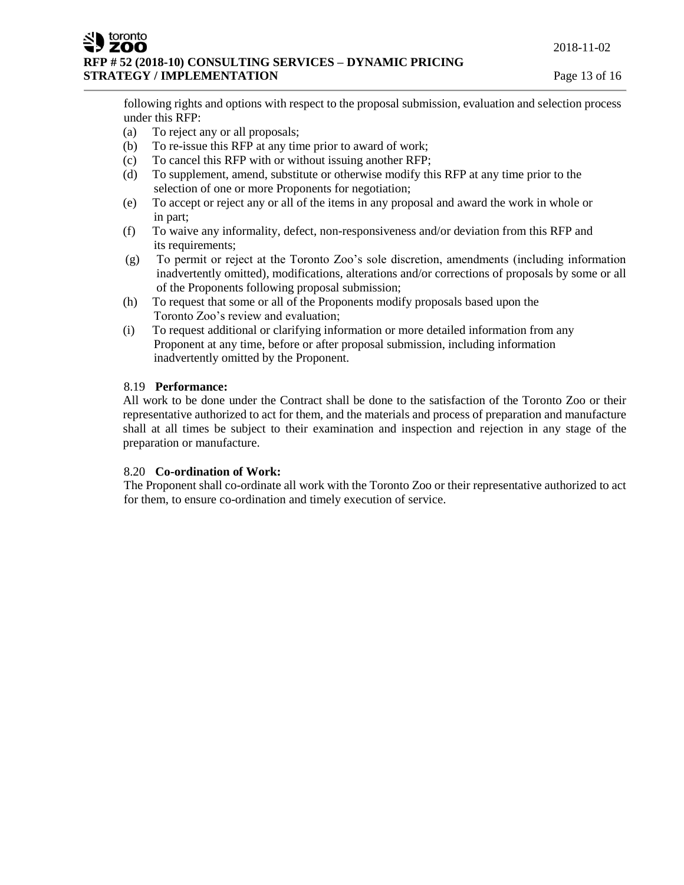following rights and options with respect to the proposal submission, evaluation and selection process under this RFP:

(a) To reject any or all proposals;
(b) To re-issue this RFP at any time prior to award of work;
(c) To cancel this RFP with or without issuing another RFP;
(d) To supplement, amend, substitute or otherwise modify this RFP at any time prior to the selection of one or more Proponents for negotiation;
(e) To accept or reject any or all of the items in any proposal and award the work in whole or in part;
(f) To waive any informality, defect, non-responsiveness and/or deviation from this RFP and its requirements;
(g) To permit or reject at the Toronto Zoo's sole discretion, amendments (including information inadvertently omitted), modifications, alterations and/or corrections of proposals by some or all of the Proponents following proposal submission;
(h) To request that some or all of the Proponents modify proposals based upon the Toronto Zoo's review and evaluation;
(i) To request additional or clarifying information or more detailed information from any Proponent at any time, before or after proposal submission, including information inadvertently omitted by the Proponent.

8.19 **Performance:**

All work to be done under the Contract shall be done to the satisfaction of the Toronto Zoo or their representative authorized to act for them, and the materials and process of preparation and manufacture shall at all times be subject to their examination and inspection and rejection in any stage of the preparation or manufacture.

8.20 **Co-ordination of Work:**

The Proponent shall co-ordinate all work with the Toronto Zoo or their representative authorized to act for them, to ensure co-ordination and timely execution of service.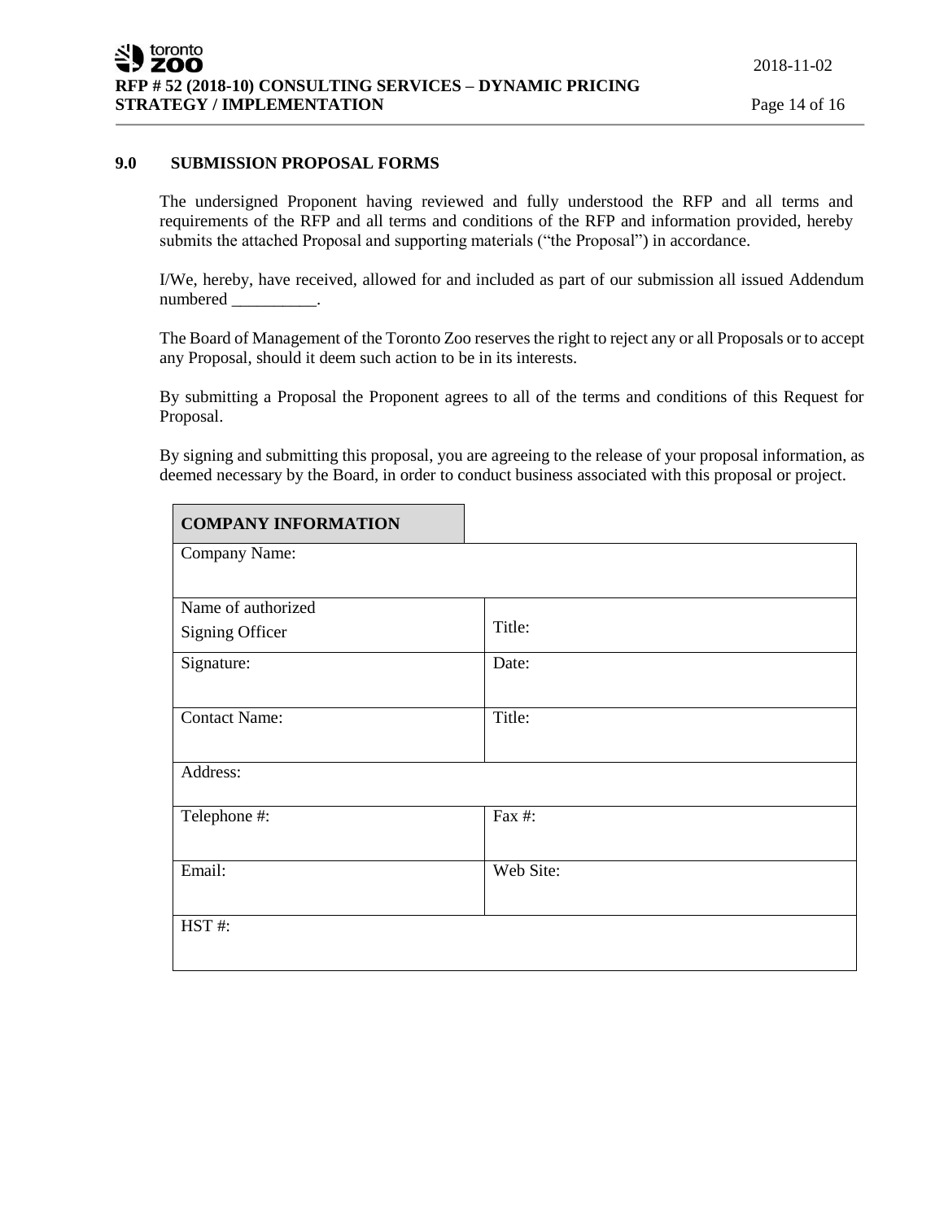## 9.0 SUBMISSION PROPOSAL FORMS

The undersigned Proponent having reviewed and fully understood the RFP and all terms and requirements of the RFP and all terms and conditions of the RFP and information provided, hereby submits the attached Proposal and supporting materials ("the Proposal") in accordance.

I/We, hereby, have received, allowed for and included as part of our submission all issued Addendum numbered __________.

The Board of Management of the Toronto Zoo reserves the right to reject any or all Proposals or to accept any Proposal, should it deem such action to be in its interests.

By submitting a Proposal the Proponent agrees to all of the terms and conditions of this Request for Proposal.

By signing and submitting this proposal, you are agreeing to the release of your proposal information, as deemed necessary by the Board, in order to conduct business associated with this proposal or project.

| **COMPANY INFORMATION** | |
|---|---|
| Company Name: | |
| Name of authorized Signing Officer | Title: |
| Signature: | Date: |
| Contact Name: | Title: |
| Address: | |
| Telephone #: | Fax #: |
| Email: | Web Site: |
| HST #: | |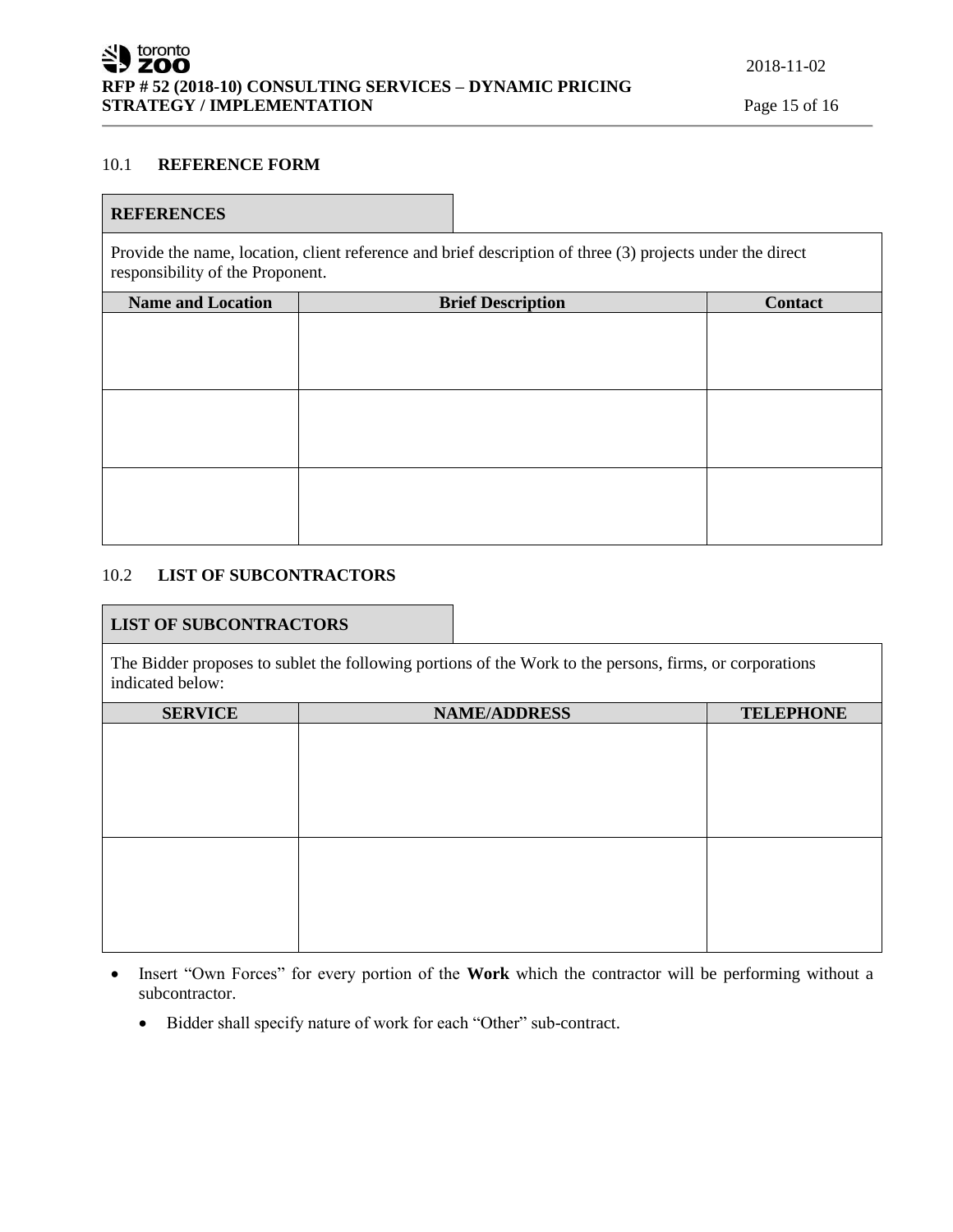## 10.1 REFERENCE FORM

**REFERENCES**

Provide the name, location, client reference and brief description of three (3) projects under the direct responsibility of the Proponent.

| Name and Location | Brief Description | Contact |
|---|---|---|
| | | |
| | | |
| | | |

## 10.2 LIST OF SUBCONTRACTORS

**LIST OF SUBCONTRACTORS**

The Bidder proposes to sublet the following portions of the Work to the persons, firms, or corporations indicated below:

| SERVICE | NAME/ADDRESS | TELEPHONE |
|---|---|---|
| | | |
| | | |

- Insert "Own Forces" for every portion of the **Work** which the contractor will be performing without a subcontractor.
    - Bidder shall specify nature of work for each "Other" sub-contract.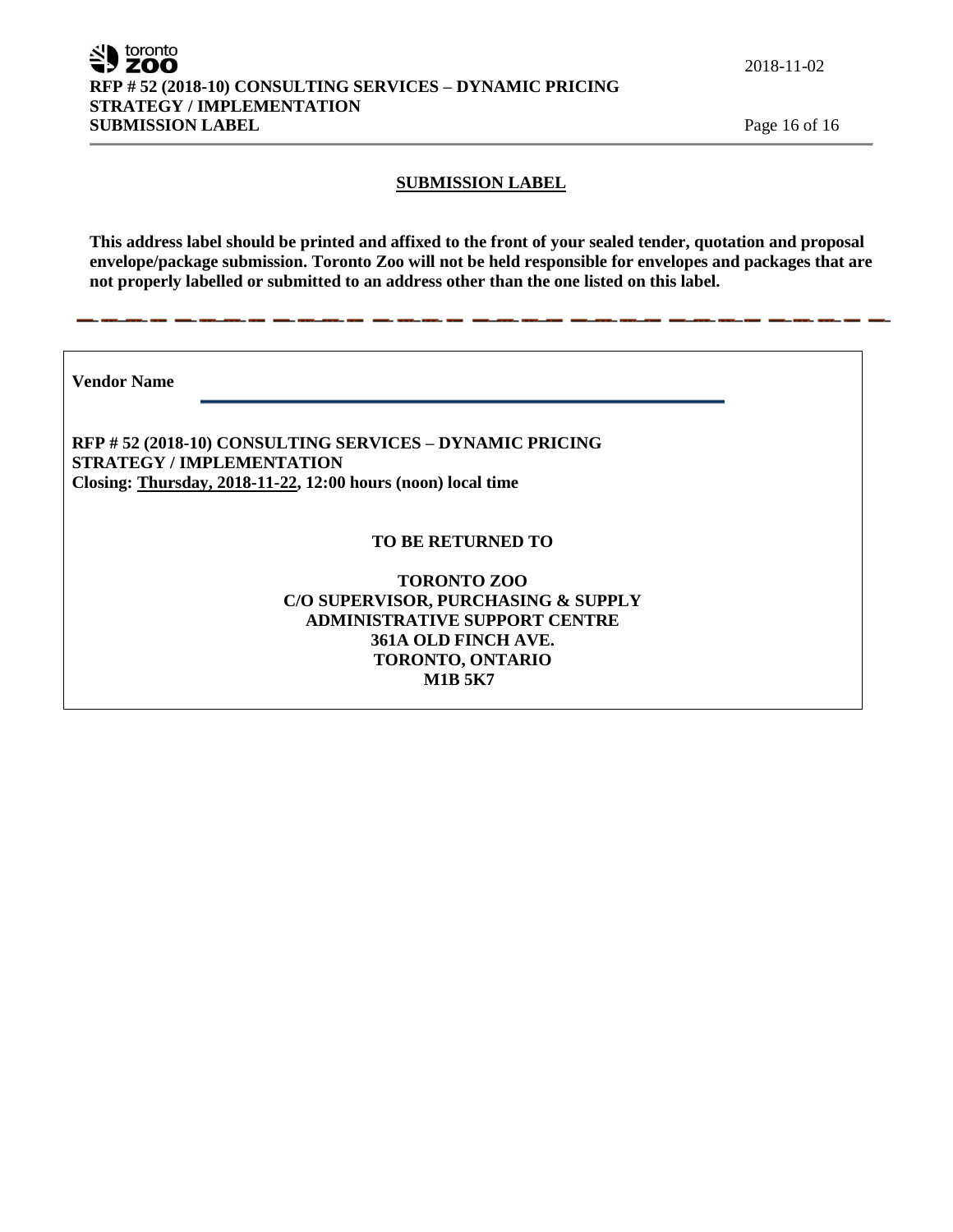## SUBMISSION LABEL

**This address label should be printed and affixed to the front of your sealed tender, quotation and proposal envelope/package submission. Toronto Zoo will not be held responsible for envelopes and packages that are not properly labelled or submitted to an address other than the one listed on this label.**

---

**Vendor Name** \_\_\_\_\_\_\_\_\_\_\_\_\_\_\_\_\_\_\_\_\_\_\_\_\_\_\_\_\_\_\_\_\_\_\_\_\_\_\_\_

**RFP # 52 (2018-10) CONSULTING SERVICES – DYNAMIC PRICING STRATEGY / IMPLEMENTATION**
**Closing: Thursday, 2018-11-22, 12:00 hours (noon) local time**

**TO BE RETURNED TO**

**TORONTO ZOO**
**C/O SUPERVISOR, PURCHASING & SUPPLY**
**ADMINISTRATIVE SUPPORT CENTRE**
**361A OLD FINCH AVE.**
**TORONTO, ONTARIO**
**M1B 5K7**